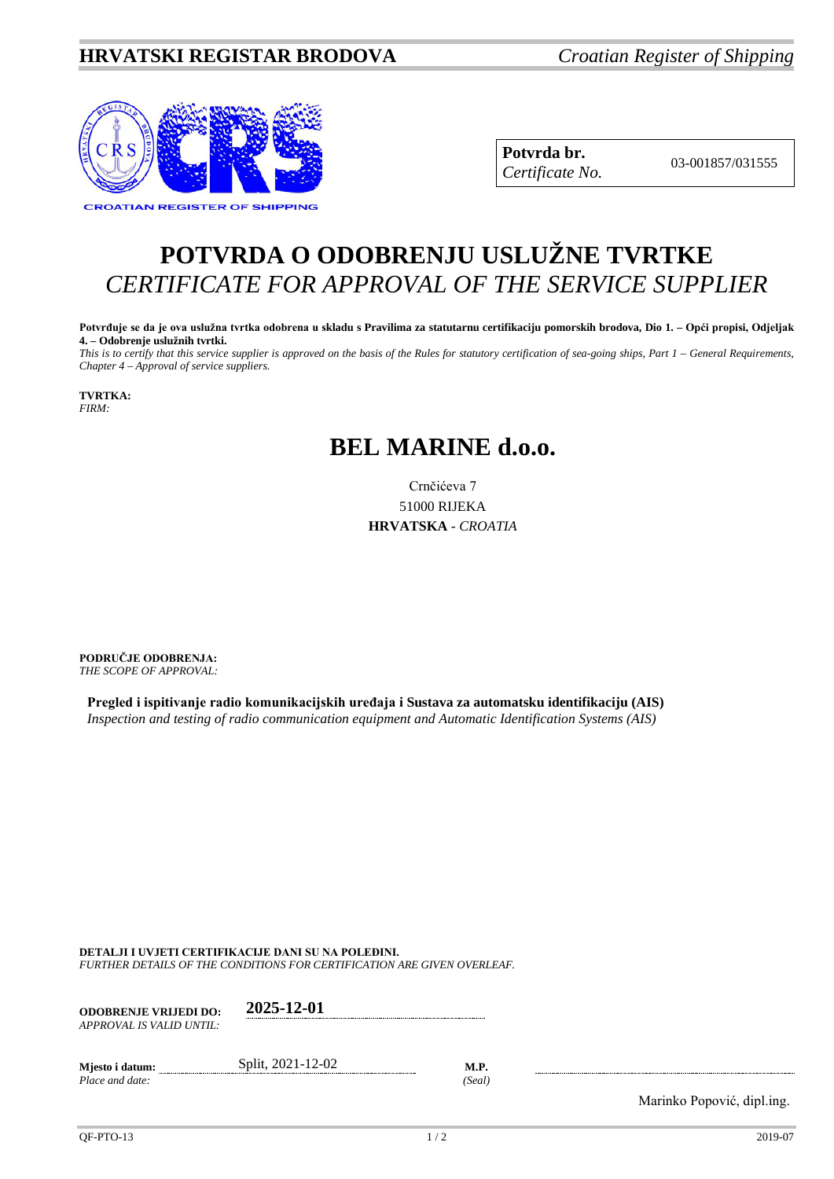**HRVATSKI REGISTAR BRODOVA** *Croatian Register of Shipping*

| **Potvrda br.** *Certificate No.* | 03-001857/031555 |
|---|---|

# POTVRDA O ODOBRENJU USLUŽNE TVRTKE
# *CERTIFICATE FOR APPROVAL OF THE SERVICE SUPPLIER*

**Potvrđuje se da je ova uslužna tvrtka odobrena u skladu s Pravilima za statutarnu certifikaciju pomorskih brodova, Dio 1. – Opći propisi, Odjeljak 4. – Odobrenje uslužnih tvrtki.**
*This is to certify that this service supplier is approved on the basis of the Rules for statutory certification of sea-going ships, Part 1 – General Requirements, Chapter 4 – Approval of service suppliers.*

**TVRTKA:**
*FIRM:*

# BEL MARINE d.o.o.

Crnčićeva 7
51000 RIJEKA
**HRVATSKA** - *CROATIA*

**PODRUČJE ODOBRENJA:**
*THE SCOPE OF APPROVAL:*

**Pregled i ispitivanje radio komunikacijskih uređaja i Sustava za automatsku identifikaciju (AIS)**
*Inspection and testing of radio communication equipment and Automatic Identification Systems (AIS)*

**DETALJI I UVJETI CERTIFIKACIJE DANI SU NA POLEĐINI.**
*FURTHER DETAILS OF THE CONDITIONS FOR CERTIFICATION ARE GIVEN OVERLEAF.*

**ODOBRENJE VRIJEDI DO:** *APPROVAL IS VALID UNTIL:* **2025-12-01**

**Mjesto i datum:** *Place and date:* Split, 2021-12-02

**M.P.** *(Seal)*

Marinko Popović, dipl.ing.

QF-PTO-13 2019-07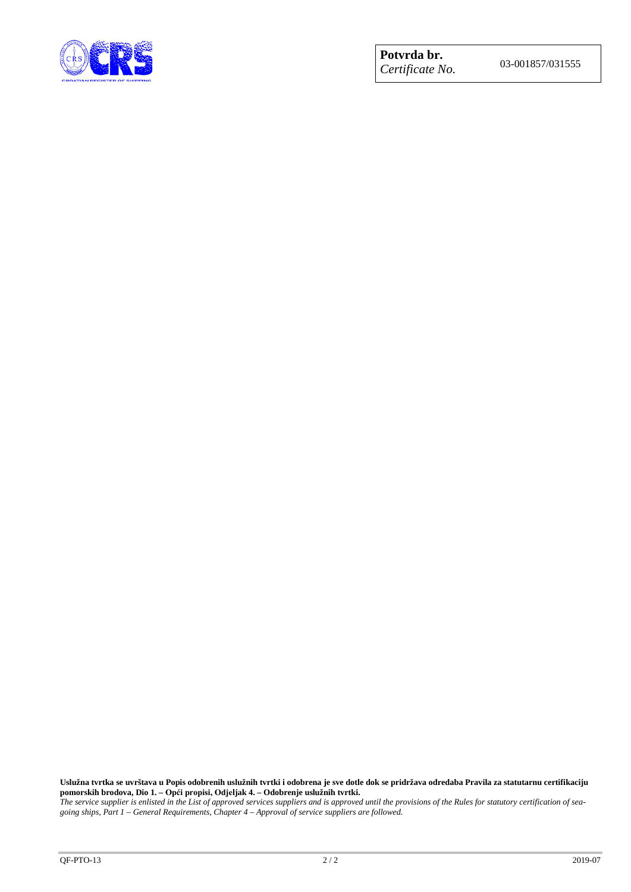| | |
|---|---|
| **Potvrda br.** *Certificate No.* | 03-001857/031555 |

**Uslužna tvrtka se uvrštava u Popis odobrenih uslužnih tvrtki i odobrena je sve dotle dok se pridržava odredaba Pravila za statutarnu certifikaciju pomorskih brodova, Dio 1. – Opći propisi, Odjeljak 4. – Odobrenje uslužnih tvrtki.**
*The service supplier is enlisted in the List of approved services suppliers and is approved until the provisions of the Rules for statutory certification of sea-going ships, Part 1 – General Requirements, Chapter 4 – Approval of service suppliers are followed.*

QF-PTO-13 2019-07